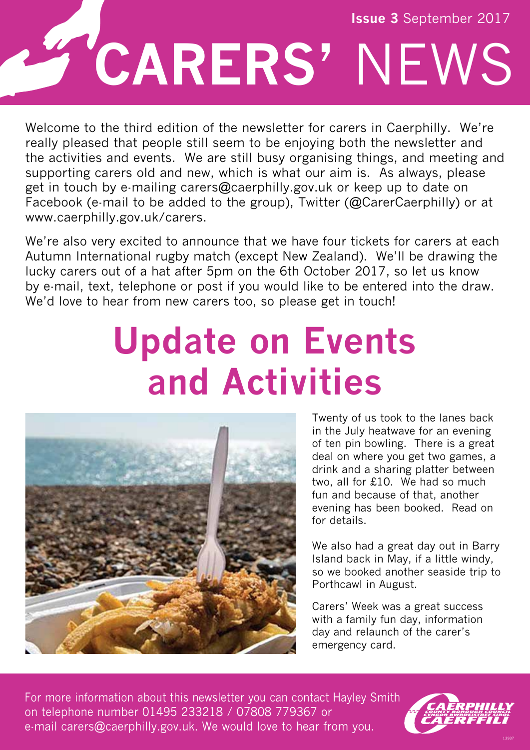Issue 3 September 2017

# CARERS' NEWS

Welcome to the third edition of the newsletter for carers in Caerphilly. We're really pleased that people still seem to be enjoying both the newsletter and the activities and events. We are still busy organising things, and meeting and supporting carers old and new, which is what our aim is. As always, please get in touch by e-mailing carers@caerphilly.gov.uk or keep up to date on Facebook (e-mail to be added to the group), Twitter (@CarerCaerphilly) or at www.caerphilly.gov.uk/carers.

We're also very excited to announce that we have four tickets for carers at each Autumn International rugby match (except New Zealand). We'll be drawing the lucky carers out of a hat after 5pm on the 6th October 2017, so let us know by e-mail, text, telephone or post if you would like to be entered into the draw. We'd love to hear from new carers too, so please get in touch!

## Update on Events and Activities

Twenty of us took to the lanes back in the July heatwave for an evening of ten pin bowling. There is a great deal on where you get two games, a drink and a sharing platter between two, all for £10. We had so much fun and because of that, another evening has been booked. Read on for details.

We also had a great day out in Barry Island back in May, if a little windy, so we booked another seaside trip to Porthcawl in August.

Carers' Week was a great success with a family fun day, information day and relaunch of the carer's emergency card.

For more information about this newsletter you can contact Hayley Smith on telephone number 01495 233218 / 07808 779367 or e-mail carers@caerphilly.gov.uk. We would love to hear from you.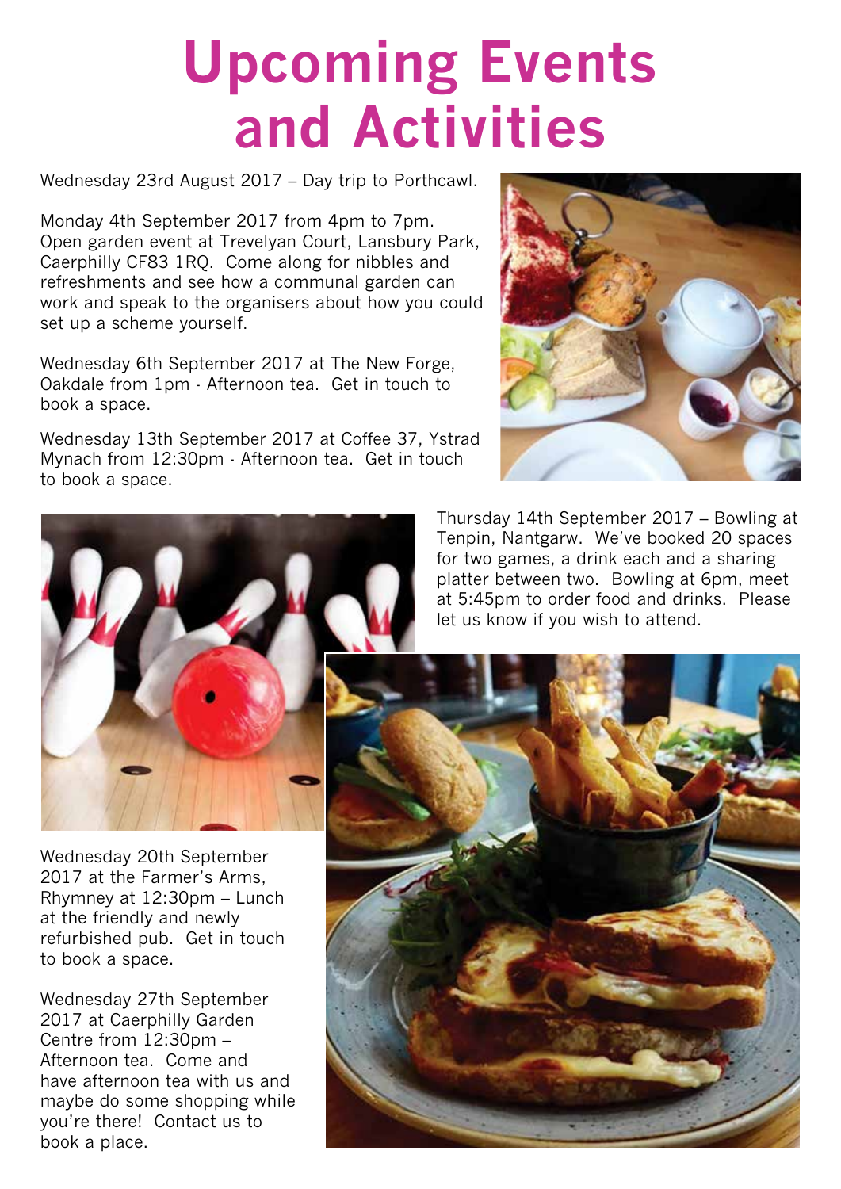# Upcoming Events and Activities

Wednesday 23rd August 2017 – Day trip to Porthcawl.

Monday 4th September 2017 from 4pm to 7pm. Open garden event at Trevelyan Court, Lansbury Park, Caerphilly CF83 1RQ. Come along for nibbles and refreshments and see how a communal garden can work and speak to the organisers about how you could set up a scheme yourself.

Wednesday 6th September 2017 at The New Forge, Oakdale from 1pm · Afternoon tea. Get in touch to book a space.

Wednesday 13th September 2017 at Coffee 37, Ystrad Mynach from 12:30pm · Afternoon tea. Get in touch to book a space.

Thursday 14th September 2017 – Bowling at Tenpin, Nantgarw. We've booked 20 spaces for two games, a drink each and a sharing platter between two. Bowling at 6pm, meet at 5:45pm to order food and drinks. Please let us know if you wish to attend.

Wednesday 20th September 2017 at the Farmer's Arms, Rhymney at 12:30pm – Lunch at the friendly and newly refurbished pub. Get in touch to book a space.

Wednesday 27th September 2017 at Caerphilly Garden Centre from 12:30pm – Afternoon tea. Come and have afternoon tea with us and maybe do some shopping while you're there! Contact us to book a place.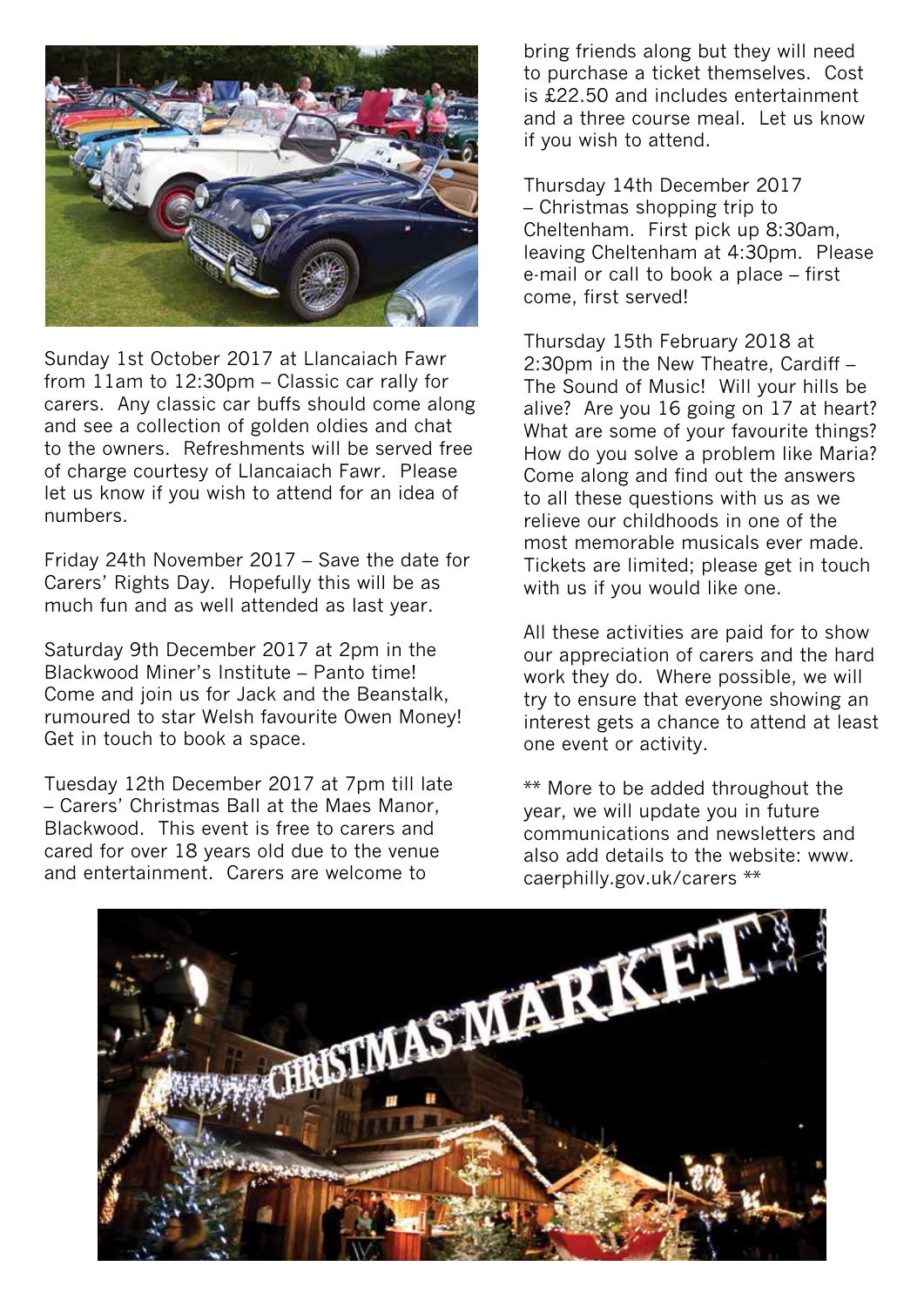Sunday 1st October 2017 at Llancaiach Fawr from 11am to 12:30pm – Classic car rally for carers. Any classic car buffs should come along and see a collection of golden oldies and chat to the owners. Refreshments will be served free of charge courtesy of Llancaiach Fawr. Please let us know if you wish to attend for an idea of numbers.

Friday 24th November 2017 – Save the date for Carers' Rights Day. Hopefully this will be as much fun and as well attended as last year.

Saturday 9th December 2017 at 2pm in the Blackwood Miner's Institute – Panto time! Come and join us for Jack and the Beanstalk, rumoured to star Welsh favourite Owen Money! Get in touch to book a space.

Tuesday 12th December 2017 at 7pm till late – Carers' Christmas Ball at the Maes Manor, Blackwood. This event is free to carers and cared for over 18 years old due to the venue and entertainment. Carers are welcome to bring friends along but they will need to purchase a ticket themselves. Cost is £22.50 and includes entertainment and a three course meal. Let us know if you wish to attend.

Thursday 14th December 2017 – Christmas shopping trip to Cheltenham. First pick up 8:30am, leaving Cheltenham at 4:30pm. Please e-mail or call to book a place – first come, first served!

Thursday 15th February 2018 at 2:30pm in the New Theatre, Cardiff – The Sound of Music! Will your hills be alive? Are you 16 going on 17 at heart? What are some of your favourite things? How do you solve a problem like Maria? Come along and find out the answers to all these questions with us as we relieve our childhoods in one of the most memorable musicals ever made. Tickets are limited; please get in touch with us if you would like one.

All these activities are paid for to show our appreciation of carers and the hard work they do. Where possible, we will try to ensure that everyone showing an interest gets a chance to attend at least one event or activity.

** More to be added throughout the year, we will update you in future communications and newsletters and also add details to the website: www.caerphilly.gov.uk/carers **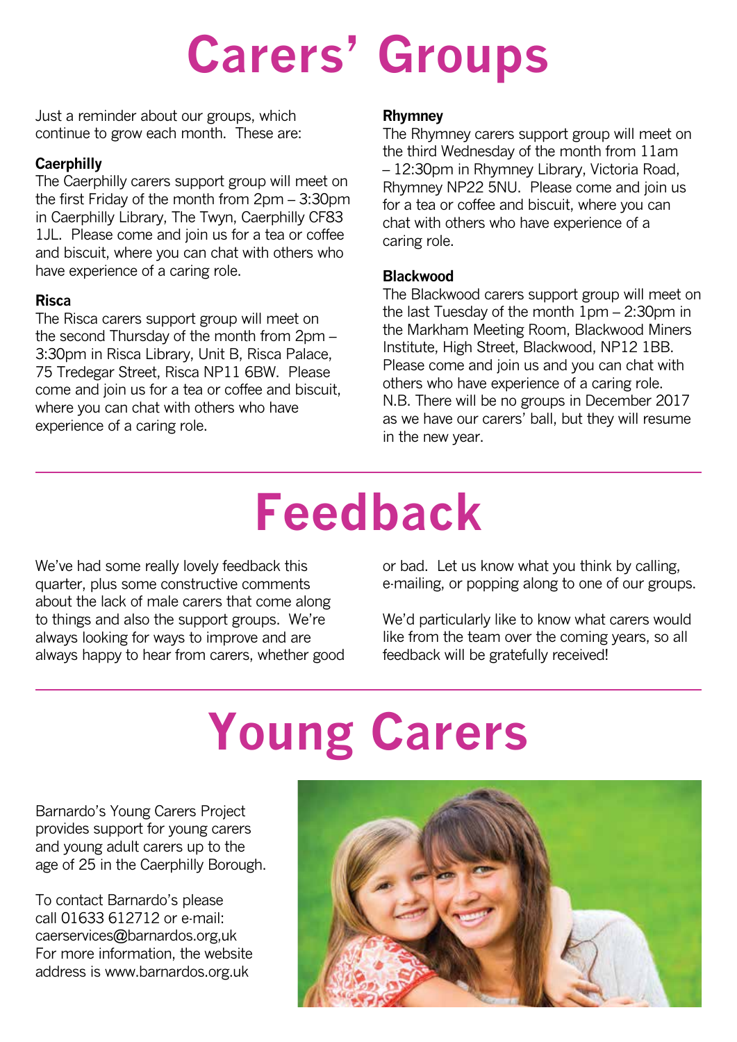# Carers' Groups

Just a reminder about our groups, which continue to grow each month. These are:

**Caerphilly**
The Caerphilly carers support group will meet on the first Friday of the month from 2pm – 3:30pm in Caerphilly Library, The Twyn, Caerphilly CF83 1JL. Please come and join us for a tea or coffee and biscuit, where you can chat with others who have experience of a caring role.

**Risca**
The Risca carers support group will meet on the second Thursday of the month from 2pm – 3:30pm in Risca Library, Unit B, Risca Palace, 75 Tredegar Street, Risca NP11 6BW. Please come and join us for a tea or coffee and biscuit, where you can chat with others who have experience of a caring role.

**Rhymney**
The Rhymney carers support group will meet on the third Wednesday of the month from 11am – 12:30pm in Rhymney Library, Victoria Road, Rhymney NP22 5NU. Please come and join us for a tea or coffee and biscuit, where you can chat with others who have experience of a caring role.

**Blackwood**
The Blackwood carers support group will meet on the last Tuesday of the month 1pm – 2:30pm in the Markham Meeting Room, Blackwood Miners Institute, High Street, Blackwood, NP12 1BB. Please come and join us and you can chat with others who have experience of a caring role.
N.B. There will be no groups in December 2017 as we have our carers' ball, but they will resume in the new year.

# Feedback

We've had some really lovely feedback this quarter, plus some constructive comments about the lack of male carers that come along to things and also the support groups. We're always looking for ways to improve and are always happy to hear from carers, whether good or bad. Let us know what you think by calling, e-mailing, or popping along to one of our groups.

We'd particularly like to know what carers would like from the team over the coming years, so all feedback will be gratefully received!

# Young Carers

Barnardo's Young Carers Project provides support for young carers and young adult carers up to the age of 25 in the Caerphilly Borough.

To contact Barnardo's please call 01633 612712 or e-mail: caerservices@barnardos.org,uk
For more information, the website address is www.barnardos.org.uk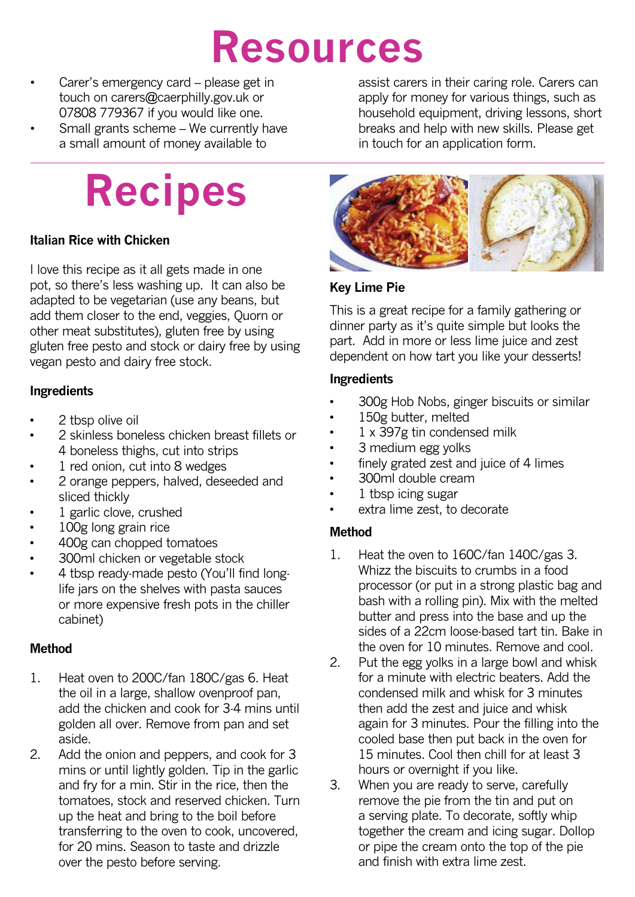# Resources

- Carer's emergency card – please get in touch on carers@caerphilly.gov.uk or 07808 779367 if you would like one.
- Small grants scheme – We currently have a small amount of money available to assist carers in their caring role. Carers can apply for money for various things, such as household equipment, driving lessons, short breaks and help with new skills. Please get in touch for an application form.

# Recipes

**Italian Rice with Chicken**

I love this recipe as it all gets made in one pot, so there's less washing up. It can also be adapted to be vegetarian (use any beans, but add them closer to the end, veggies, Quorn or other meat substitutes), gluten free by using gluten free pesto and stock or dairy free by using vegan pesto and dairy free stock.

**Ingredients**

- 2 tbsp olive oil
- 2 skinless boneless chicken breast fillets or 4 boneless thighs, cut into strips
- 1 red onion, cut into 8 wedges
- 2 orange peppers, halved, deseeded and sliced thickly
- 1 garlic clove, crushed
- 100g long grain rice
- 400g can chopped tomatoes
- 300ml chicken or vegetable stock
- 4 tbsp ready-made pesto (You'll find long-life jars on the shelves with pasta sauces or more expensive fresh pots in the chiller cabinet)

**Method**

1. Heat oven to 200C/fan 180C/gas 6. Heat the oil in a large, shallow ovenproof pan, add the chicken and cook for 3-4 mins until golden all over. Remove from pan and set aside.
2. Add the onion and peppers, and cook for 3 mins or until lightly golden. Tip in the garlic and fry for a min. Stir in the rice, then the tomatoes, stock and reserved chicken. Turn up the heat and bring to the boil before transferring to the oven to cook, uncovered, for 20 mins. Season to taste and drizzle over the pesto before serving.

**Key Lime Pie**

This is a great recipe for a family gathering or dinner party as it's quite simple but looks the part. Add in more or less lime juice and zest dependent on how tart you like your desserts!

**Ingredients**

- 300g Hob Nobs, ginger biscuits or similar
- 150g butter, melted
- 1 x 397g tin condensed milk
- 3 medium egg yolks
- finely grated zest and juice of 4 limes
- 300ml double cream
- 1 tbsp icing sugar
- extra lime zest, to decorate

**Method**

1. Heat the oven to 160C/fan 140C/gas 3. Whizz the biscuits to crumbs in a food processor (or put in a strong plastic bag and bash with a rolling pin). Mix with the melted butter and press into the base and up the sides of a 22cm loose-based tart tin. Bake in the oven for 10 minutes. Remove and cool.
2. Put the egg yolks in a large bowl and whisk for a minute with electric beaters. Add the condensed milk and whisk for 3 minutes then add the zest and juice and whisk again for 3 minutes. Pour the filling into the cooled base then put back in the oven for 15 minutes. Cool then chill for at least 3 hours or overnight if you like.
3. When you are ready to serve, carefully remove the pie from the tin and put on a serving plate. To decorate, softly whip together the cream and icing sugar. Dollop or pipe the cream onto the top of the pie and finish with extra lime zest.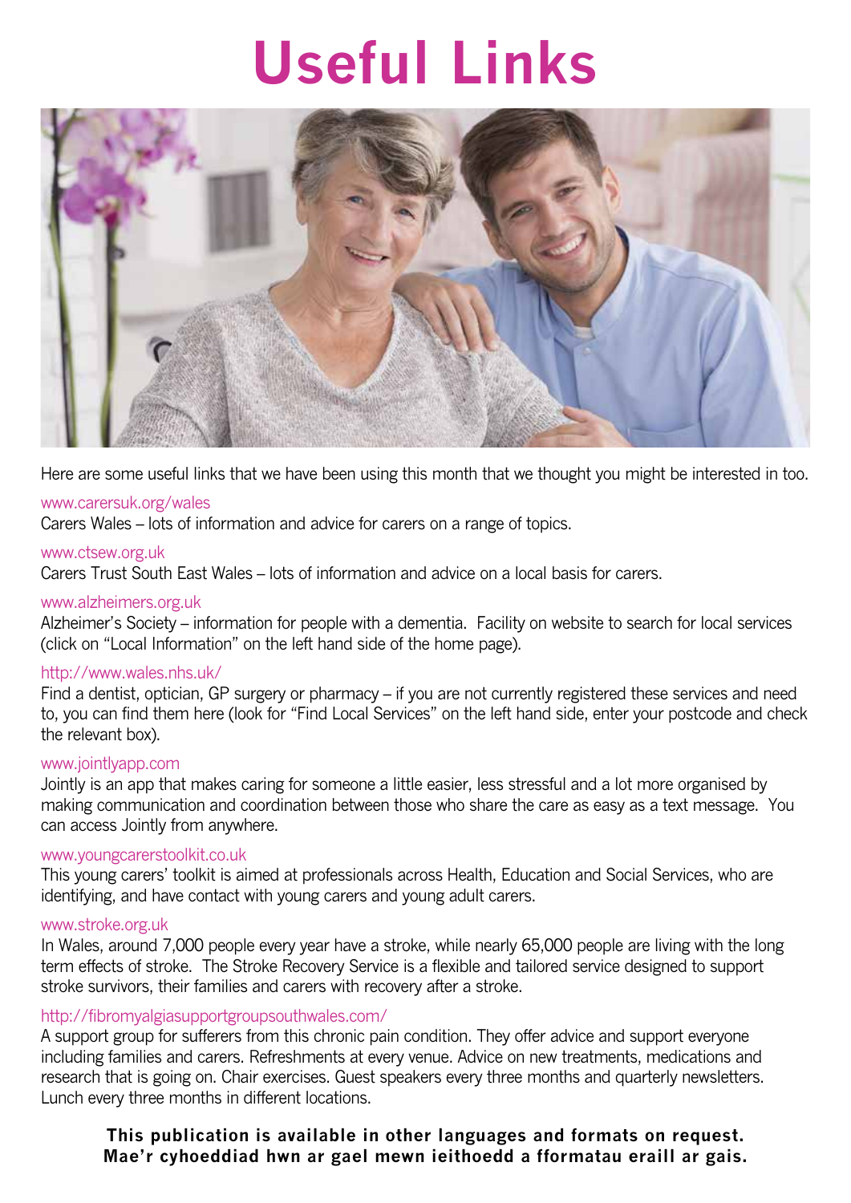# Useful Links

Here are some useful links that we have been using this month that we thought you might be interested in too.

www.carersuk.org/wales
Carers Wales – lots of information and advice for carers on a range of topics.

www.ctsew.org.uk
Carers Trust South East Wales – lots of information and advice on a local basis for carers.

www.alzheimers.org.uk
Alzheimer's Society – information for people with a dementia. Facility on website to search for local services (click on "Local Information" on the left hand side of the home page).

http://www.wales.nhs.uk/
Find a dentist, optician, GP surgery or pharmacy – if you are not currently registered these services and need to, you can find them here (look for "Find Local Services" on the left hand side, enter your postcode and check the relevant box).

www.jointlyapp.com
Jointly is an app that makes caring for someone a little easier, less stressful and a lot more organised by making communication and coordination between those who share the care as easy as a text message. You can access Jointly from anywhere.

www.youngcarerstoolkit.co.uk
This young carers' toolkit is aimed at professionals across Health, Education and Social Services, who are identifying, and have contact with young carers and young adult carers.

www.stroke.org.uk
In Wales, around 7,000 people every year have a stroke, while nearly 65,000 people are living with the long term effects of stroke. The Stroke Recovery Service is a flexible and tailored service designed to support stroke survivors, their families and carers with recovery after a stroke.

http://fibromyalgiasupportgroupsouthwales.com/
A support group for sufferers from this chronic pain condition. They offer advice and support everyone including families and carers. Refreshments at every venue. Advice on new treatments, medications and research that is going on. Chair exercises. Guest speakers every three months and quarterly newsletters. Lunch every three months in different locations.

**This publication is available in other languages and formats on request.**
**Mae'r cyhoeddiad hwn ar gael mewn ieithoedd a fformatau eraill ar gais.**